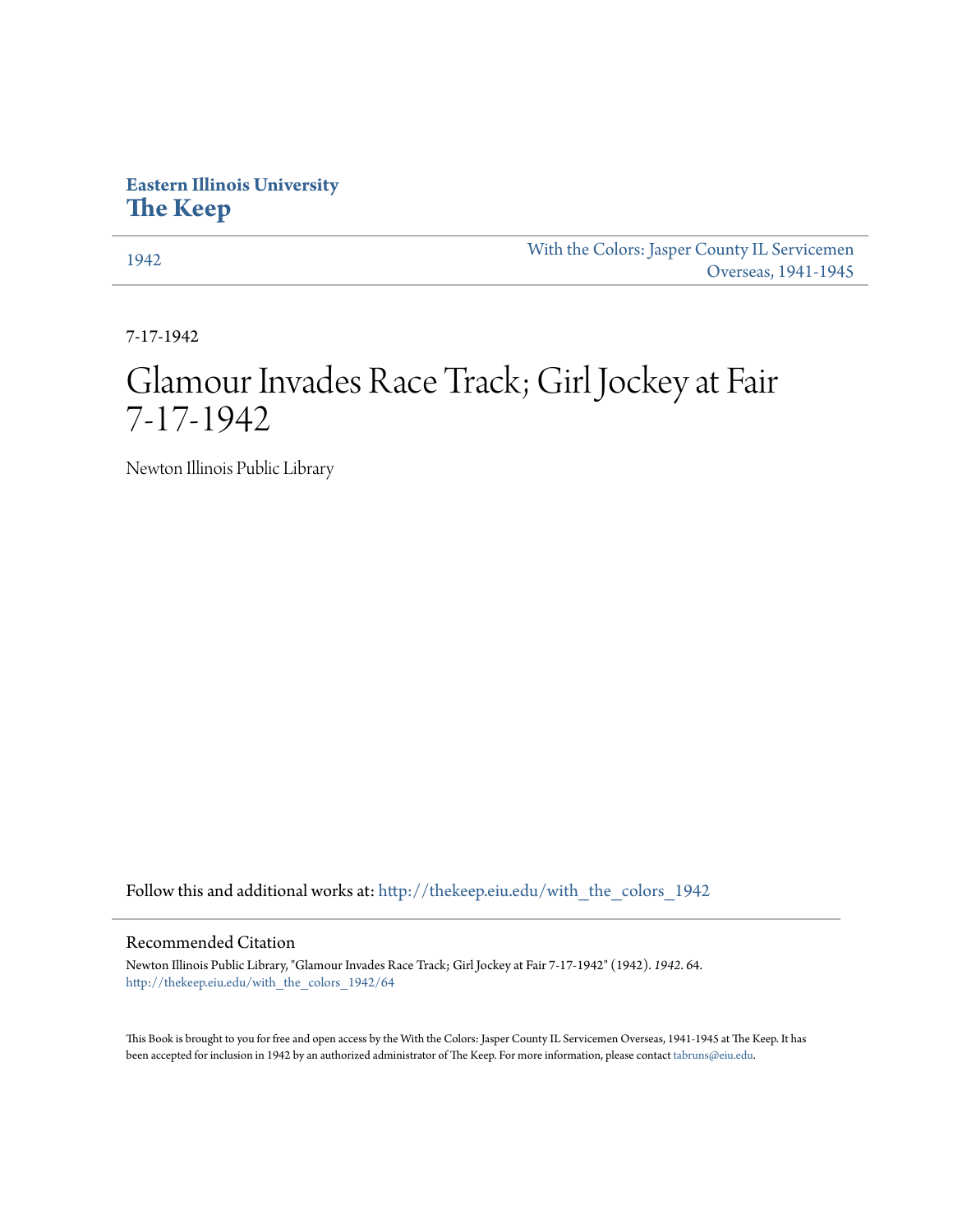**Eastern Illinois University**
**The Keep**

1942

With the Colors: Jasper County IL Servicemen Overseas, 1941-1945

7-17-1942

# Glamour Invades Race Track; Girl Jockey at Fair 7-17-1942

Newton Illinois Public Library

Follow this and additional works at: http://thekeep.eiu.edu/with_the_colors_1942

## Recommended Citation

Newton Illinois Public Library, "Glamour Invades Race Track; Girl Jockey at Fair 7-17-1942" (1942). *1942*. 64.
http://thekeep.eiu.edu/with_the_colors_1942/64

This Book is brought to you for free and open access by the With the Colors: Jasper County IL Servicemen Overseas, 1941-1945 at The Keep. It has been accepted for inclusion in 1942 by an authorized administrator of The Keep. For more information, please contact tabruns@eiu.edu.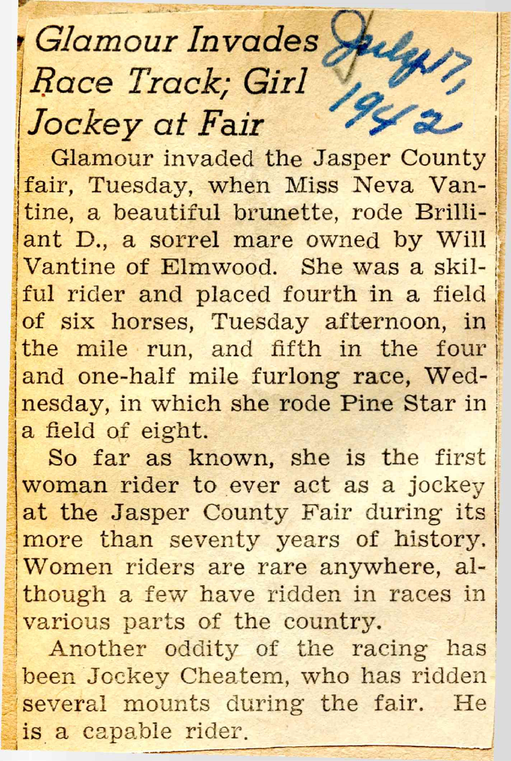# Glamour Invades Race Track; Girl Jockey at Fair

July 17, 1942

Glamour invaded the Jasper County fair, Tuesday, when Miss Neva Vantine, a beautiful brunette, rode Brilliant D., a sorrel mare owned by Will Vantine of Elmwood. She was a skilful rider and placed fourth in a field of six horses, Tuesday afternoon, in the mile run, and fifth in the four and one-half mile furlong race, Wednesday, in which she rode Pine Star in a field of eight.

So far as known, she is the first woman rider to ever act as a jockey at the Jasper County Fair during its more than seventy years of history. Women riders are rare anywhere, although a few have ridden in races in various parts of the country.

Another oddity of the racing has been Jockey Cheatem, who has ridden several mounts during the fair. He is a capable rider.